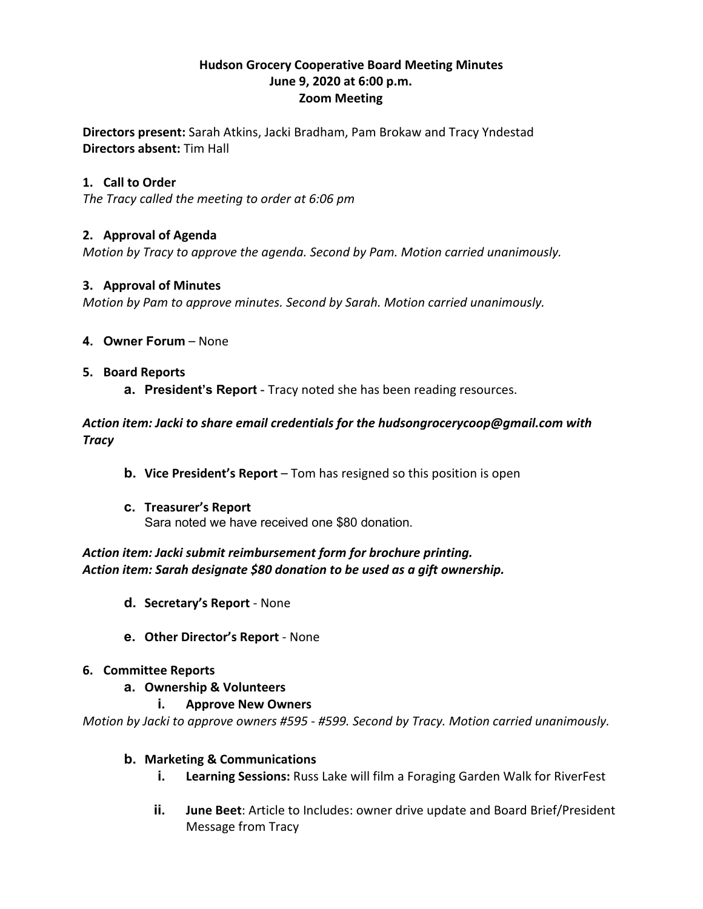**Hudson Grocery Cooperative Board Meeting Minutes**
**June 9, 2020 at 6:00 p.m.**
**Zoom Meeting**

**Directors present:** Sarah Atkins, Jacki Bradham, Pam Brokaw and Tracy Yndestad
**Directors absent:** Tim Hall

**1. Call to Order**

*The Tracy called the meeting to order at 6:06 pm*

**2. Approval of Agenda**

*Motion by Tracy to approve the agenda. Second by Pam. Motion carried unanimously.*

**3. Approval of Minutes**

*Motion by Pam to approve minutes. Second by Sarah. Motion carried unanimously.*

**4. Owner Forum** – None

**5. Board Reports**

**a. President's Report** - Tracy noted she has been reading resources.

***Action item: Jacki to share email credentials for the hudsongrocerycoop@gmail.com with Tracy***

**b. Vice President's Report** – Tom has resigned so this position is open

**c. Treasurer's Report**
Sara noted we have received one $80 donation.

***Action item: Jacki submit reimbursement form for brochure printing.***
***Action item: Sarah designate $80 donation to be used as a gift ownership.***

**d. Secretary's Report** - None

**e. Other Director's Report** - None

**6. Committee Reports**

**a. Ownership & Volunteers**

**i. Approve New Owners**

*Motion by Jacki to approve owners #595 - #599. Second by Tracy. Motion carried unanimously.*

**b. Marketing & Communications**

**i. Learning Sessions:** Russ Lake will film a Foraging Garden Walk for RiverFest

**ii. June Beet**: Article to Includes: owner drive update and Board Brief/President Message from Tracy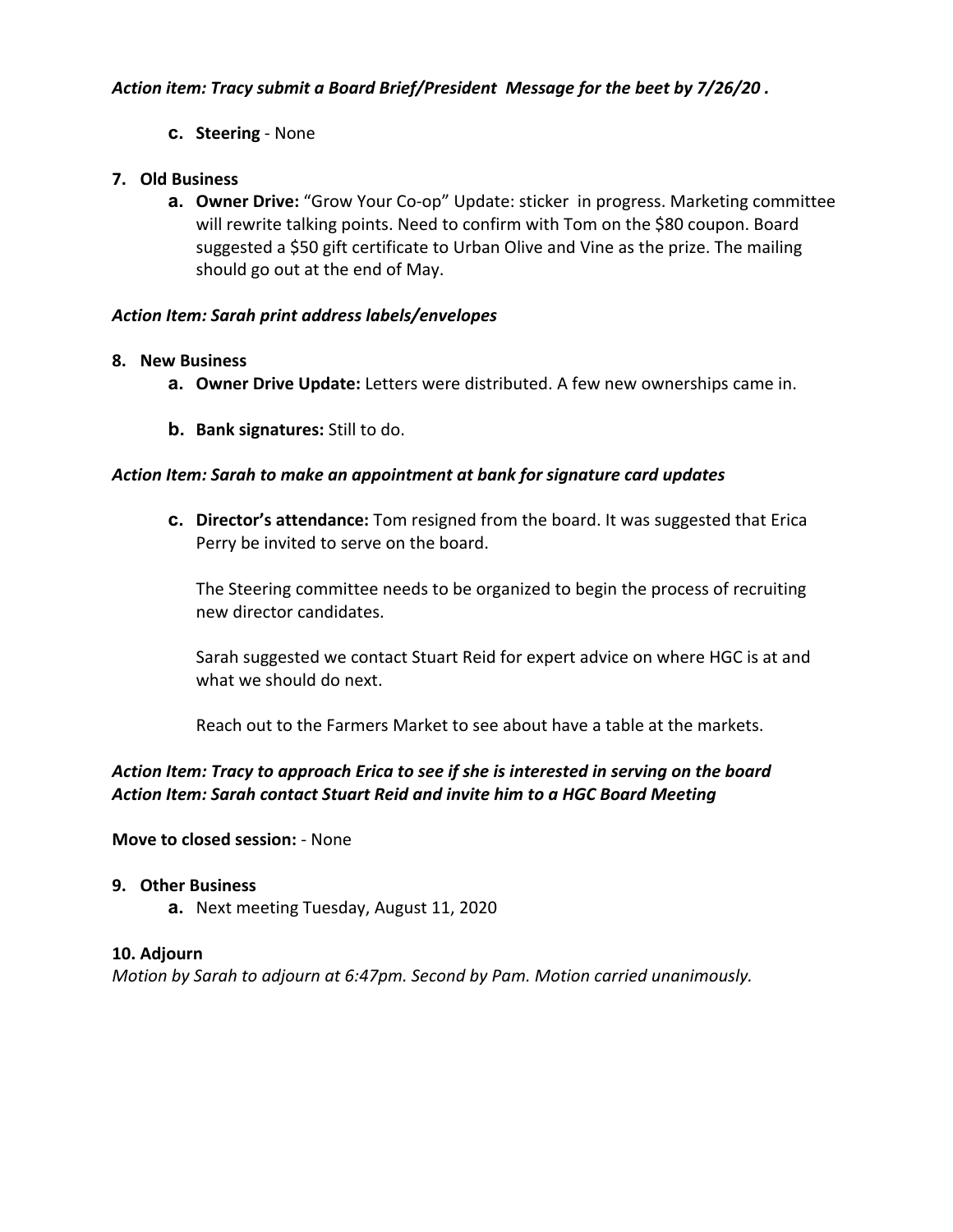***Action item: Tracy submit a Board Brief/President  Message for the beet by 7/26/20 .***

c. **Steering** - None

7. **Old Business**
   a. **Owner Drive:** "Grow Your Co-op" Update: sticker  in progress. Marketing committee will rewrite talking points. Need to confirm with Tom on the $80 coupon. Board suggested a $50 gift certificate to Urban Olive and Vine as the prize. The mailing should go out at the end of May.

***Action Item: Sarah print address labels/envelopes***

8. **New Business**
   a. **Owner Drive Update:** Letters were distributed. A few new ownerships came in.

   b. **Bank signatures:** Still to do.

***Action Item: Sarah to make an appointment at bank for signature card updates***

   c. **Director's attendance:** Tom resigned from the board. It was suggested that Erica Perry be invited to serve on the board.

      The Steering committee needs to be organized to begin the process of recruiting new director candidates.

      Sarah suggested we contact Stuart Reid for expert advice on where HGC is at and what we should do next.

      Reach out to the Farmers Market to see about have a table at the markets.

***Action Item: Tracy to approach Erica to see if she is interested in serving on the board***
***Action Item: Sarah contact Stuart Reid and invite him to a HGC Board Meeting***

**Move to closed session:** - None

9. **Other Business**
   a. Next meeting Tuesday, August 11, 2020

**10. Adjourn**

*Motion by Sarah to adjourn at 6:47pm. Second by Pam. Motion carried unanimously.*